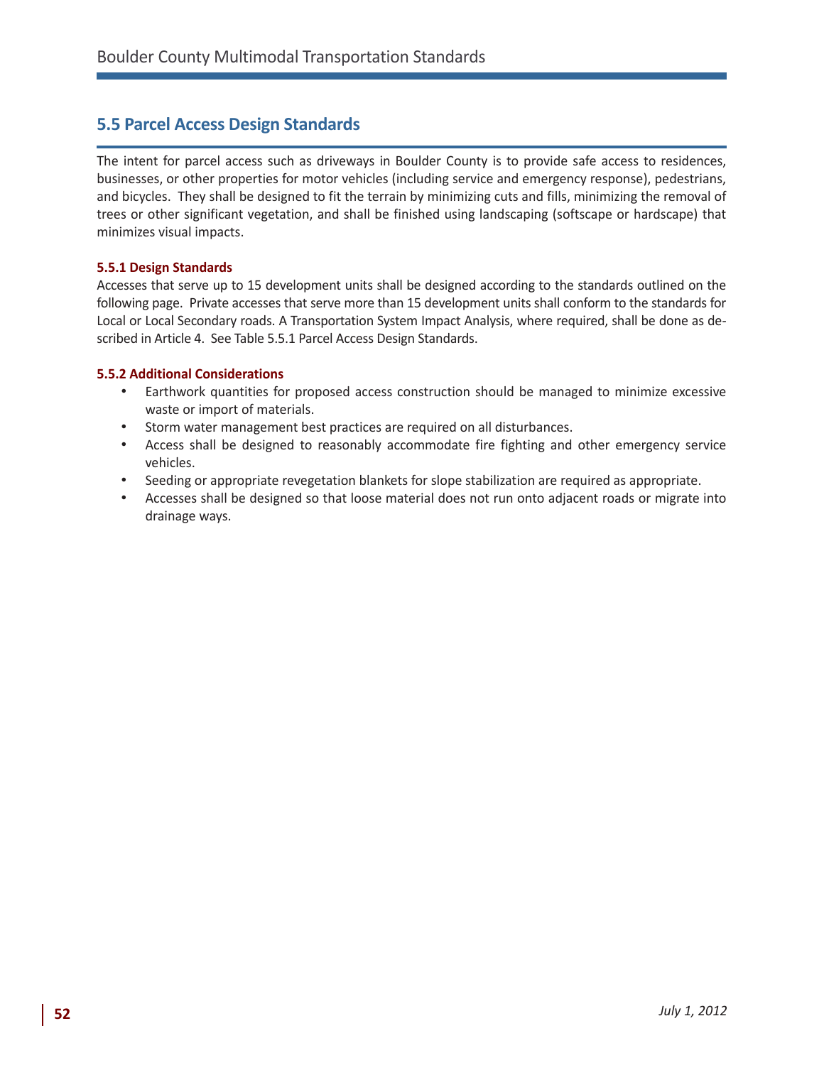## 5.5 Parcel Access Design Standards

The intent for parcel access such as driveways in Boulder County is to provide safe access to residences, businesses, or other properties for motor vehicles (including service and emergency response), pedestrians, and bicycles. They shall be designed to fit the terrain by minimizing cuts and fills, minimizing the removal of trees or other significant vegetation, and shall be finished using landscaping (softscape or hardscape) that minimizes visual impacts.

### 5.5.1 Design Standards

Accesses that serve up to 15 development units shall be designed according to the standards outlined on the following page. Private accesses that serve more than 15 development units shall conform to the standards for Local or Local Secondary roads. A Transportation System Impact Analysis, where required, shall be done as described in Article 4. See Table 5.5.1 Parcel Access Design Standards.

### 5.5.2 Additional Considerations

- Earthwork quantities for proposed access construction should be managed to minimize excessive waste or import of materials.
- Storm water management best practices are required on all disturbances.
- Access shall be designed to reasonably accommodate fire fighting and other emergency service vehicles.
- Seeding or appropriate revegetation blankets for slope stabilization are required as appropriate.
- Accesses shall be designed so that loose material does not run onto adjacent roads or migrate into drainage ways.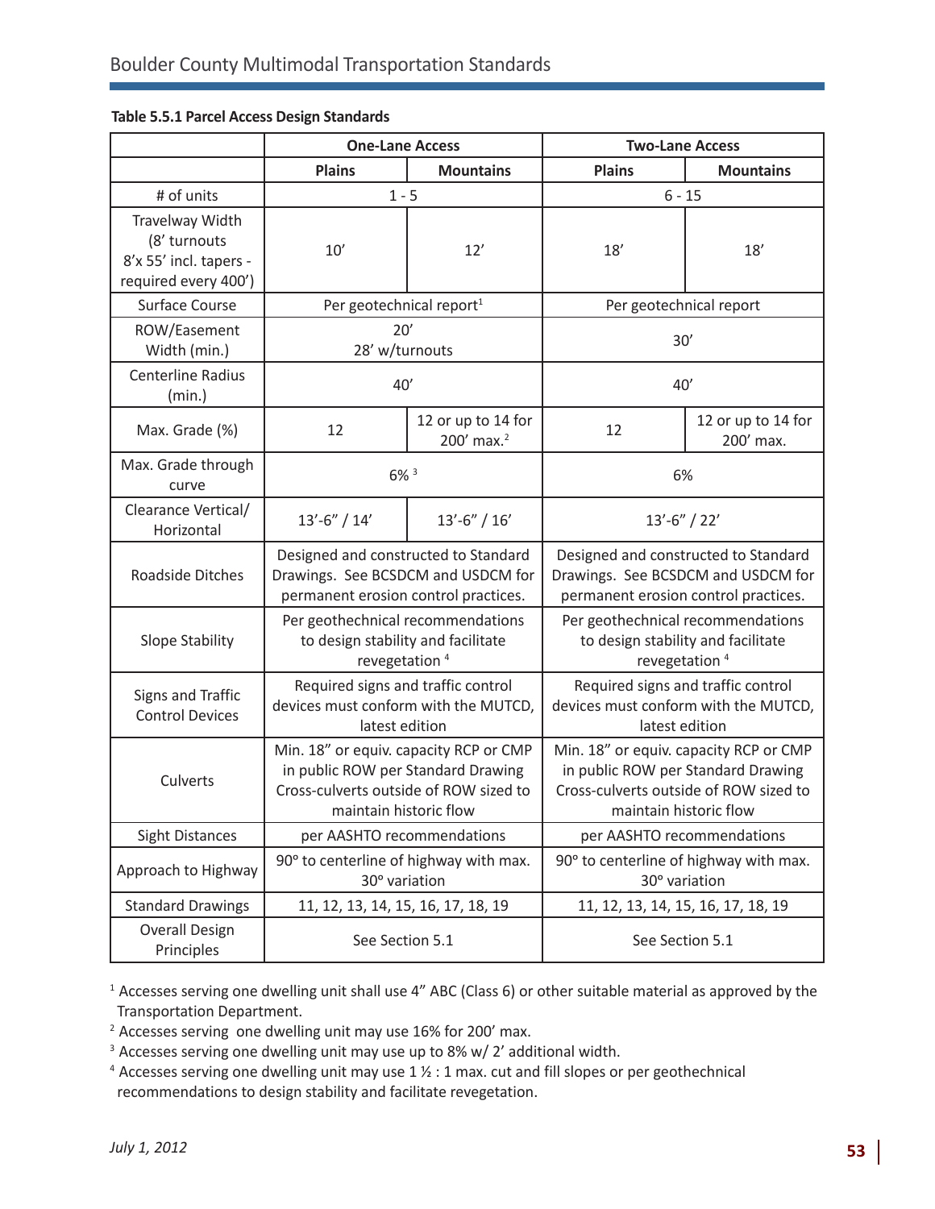**Table 5.5.1 Parcel Access Design Standards**

| | One-Lane Access | | Two-Lane Access | |
|---|---|---|---|---|
| | Plains | Mountains | Plains | Mountains |
| # of units | 1 - 5 | | 6 - 15 | |
| Travelway Width (8' turnouts 8'x 55' incl. tapers - required every 400') | 10' | 12' | 18' | 18' |
| Surface Course | Per geotechnical report[1] | | Per geotechnical report | |
| ROW/Easement Width (min.) | 20' 28' w/turnouts | | 30' | |
| Centerline Radius (min.) | 40' | | 40' | |
| Max. Grade (%) | 12 | 12 or up to 14 for 200' max.[2] | 12 | 12 or up to 14 for 200' max. |
| Max. Grade through curve | 6% [3] | | 6% | |
| Clearance Vertical/ Horizontal | 13'-6" / 14' | 13'-6" / 16' | 13'-6" / 22' | |
| Roadside Ditches | Designed and constructed to Standard Drawings. See BCSDCM and USDCM for permanent erosion control practices. | | Designed and constructed to Standard Drawings. See BCSDCM and USDCM for permanent erosion control practices. | |
| Slope Stability | Per geotechnical recommendations to design stability and facilitate revegetation [4] | | Per geotechnical recommendations to design stability and facilitate revegetation [4] | |
| Signs and Traffic Control Devices | Required signs and traffic control devices must conform with the MUTCD, latest edition | | Required signs and traffic control devices must conform with the MUTCD, latest edition | |
| Culverts | Min. 18" or equiv. capacity RCP or CMP in public ROW per Standard Drawing Cross-culverts outside of ROW sized to maintain historic flow | | Min. 18" or equiv. capacity RCP or CMP in public ROW per Standard Drawing Cross-culverts outside of ROW sized to maintain historic flow | |
| Sight Distances | per AASHTO recommendations | | per AASHTO recommendations | |
| Approach to Highway | 90° to centerline of highway with max. 30° variation | | 90° to centerline of highway with max. 30° variation | |
| Standard Drawings | 11, 12, 13, 14, 15, 16, 17, 18, 19 | | 11, 12, 13, 14, 15, 16, 17, 18, 19 | |
| Overall Design Principles | See Section 5.1 | | See Section 5.1 | |

[1] Accesses serving one dwelling unit shall use 4" ABC (Class 6) or other suitable material as approved by the Transportation Department.

[2] Accesses serving one dwelling unit may use 16% for 200' max.

[3] Accesses serving one dwelling unit may use up to 8% w/ 2' additional width.

[4] Accesses serving one dwelling unit may use 1 ½ : 1 max. cut and fill slopes or per geotechnical recommendations to design stability and facilitate revegetation.

*July 1, 2012*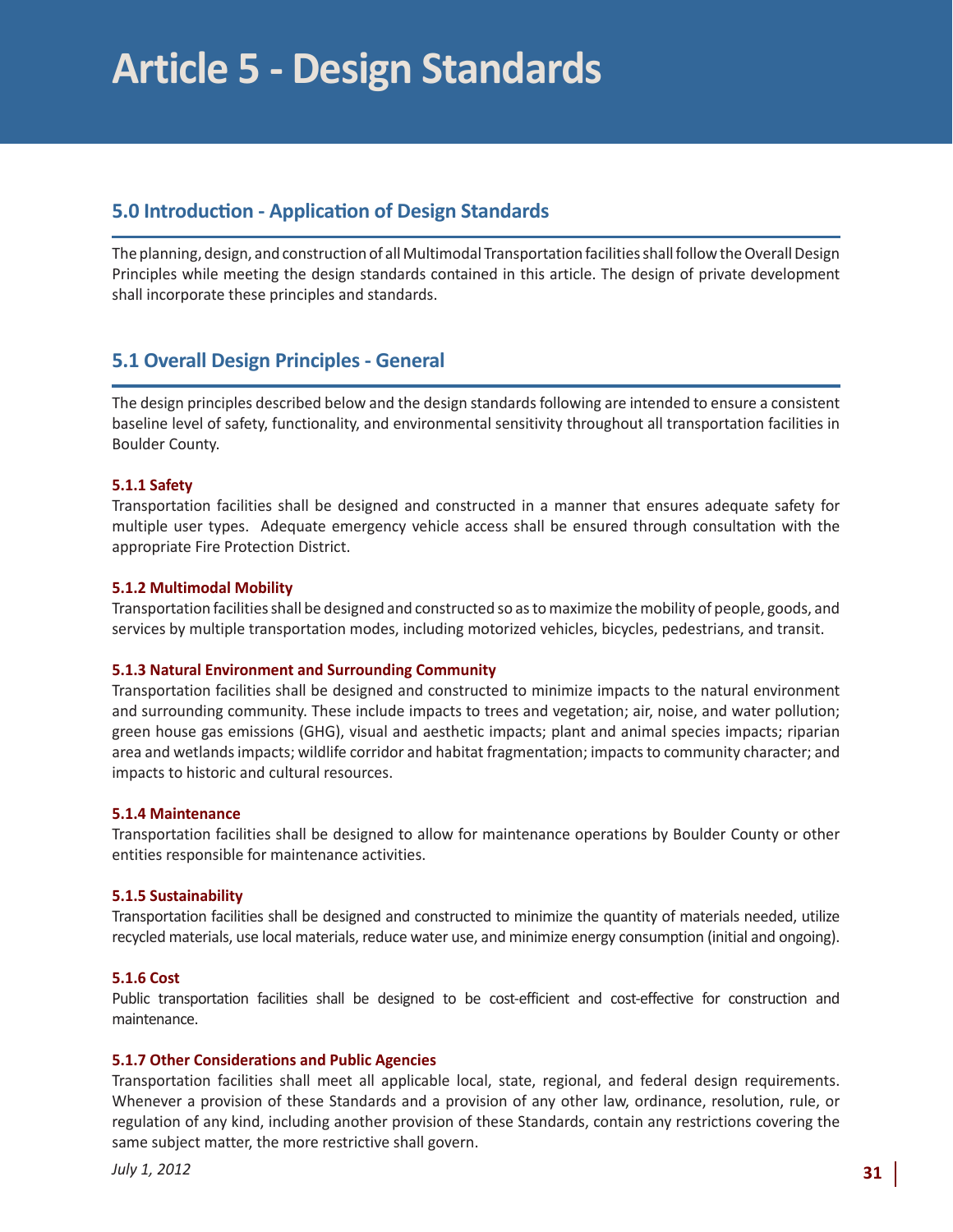# Article 5 - Design Standards

## 5.0 Introduction - Application of Design Standards

The planning, design, and construction of all Multimodal Transportation facilities shall follow the Overall Design Principles while meeting the design standards contained in this article. The design of private development shall incorporate these principles and standards.

## 5.1 Overall Design Principles - General

The design principles described below and the design standards following are intended to ensure a consistent baseline level of safety, functionality, and environmental sensitivity throughout all transportation facilities in Boulder County.

### 5.1.1 Safety

Transportation facilities shall be designed and constructed in a manner that ensures adequate safety for multiple user types. Adequate emergency vehicle access shall be ensured through consultation with the appropriate Fire Protection District.

### 5.1.2 Multimodal Mobility

Transportation facilities shall be designed and constructed so as to maximize the mobility of people, goods, and services by multiple transportation modes, including motorized vehicles, bicycles, pedestrians, and transit.

### 5.1.3 Natural Environment and Surrounding Community

Transportation facilities shall be designed and constructed to minimize impacts to the natural environment and surrounding community. These include impacts to trees and vegetation; air, noise, and water pollution; green house gas emissions (GHG), visual and aesthetic impacts; plant and animal species impacts; riparian area and wetlands impacts; wildlife corridor and habitat fragmentation; impacts to community character; and impacts to historic and cultural resources.

### 5.1.4 Maintenance

Transportation facilities shall be designed to allow for maintenance operations by Boulder County or other entities responsible for maintenance activities.

### 5.1.5 Sustainability

Transportation facilities shall be designed and constructed to minimize the quantity of materials needed, utilize recycled materials, use local materials, reduce water use, and minimize energy consumption (initial and ongoing).

### 5.1.6 Cost

Public transportation facilities shall be designed to be cost-efficient and cost-effective for construction and maintenance.

### 5.1.7 Other Considerations and Public Agencies

Transportation facilities shall meet all applicable local, state, regional, and federal design requirements. Whenever a provision of these Standards and a provision of any other law, ordinance, resolution, rule, or regulation of any kind, including another provision of these Standards, contain any restrictions covering the same subject matter, the more restrictive shall govern.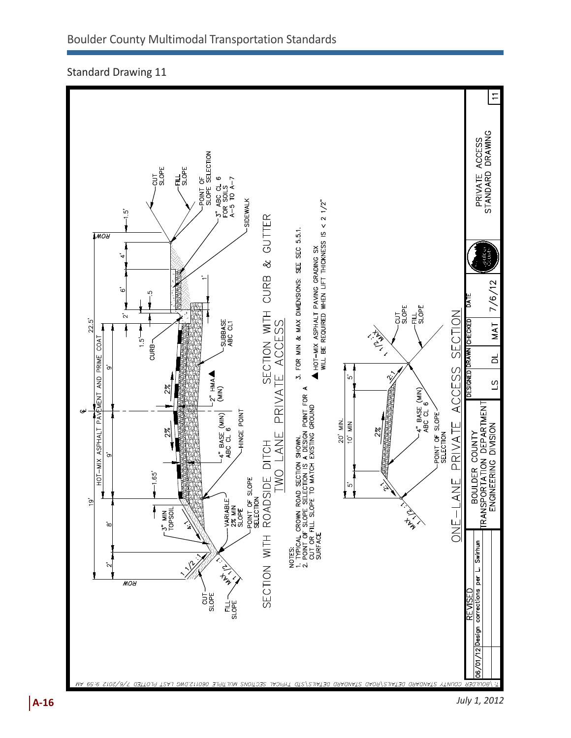## Standard Drawing 11

SECTION WITH ROADSIDE DITCH

SECTION WITH CURB & GUTTER

TWO LANE PRIVATE ACCESS

ROW — 19' — 2' — 8' — HOT-MIX ASPHALT PAVEMENT AND PRIME COAT — ℄ — 9' — 9' — 22.5' — 1.5' — 2' — 6' — 4' — ROW — 1.5'

CUT SLOPE — FILL SLOPE — 1 1/2:1 MAX — 1 1/2:1 — 4:1 — 3" MIN TOPSOIL — 1.65' — 2% — 2% — 2" HMA (MIN) — 4" BASE (MIN) ABC CL 6 — HINGE POINT — VARIABLE 2% MIN SLOPE — POINT OF SLOPE SELECTION — CURB — SUBBASE ABC CL1 — .5 — 1' — SIDEWALK — 3" ABC CL 6 FOR SOILS A-5 TO A-7 — POINT OF SLOPE SELECTION — FILL SLOPE — CUT SLOPE

NOTES:
1. TYPICAL CROWN ROAD SECTION SHOWN.
2. POINT OF SLOPE SELECTION IS A DESIGN POINT FOR A CUT OR FILL SLOPE TO MATCH EXISTING GROUND SURFACE
3. FOR MIN & MAX DIMENSIONS: SEE SEC 5.5.1.

▲ HOT-MIX ASPHALT PAVING GRADING SX WILL BE REQUIRED WHEN LIFT THICKNESS IS < 2 1/2"

ONE-LANE PRIVATE ACCESS SECTION

20' MIN. — 5' — 10' MIN — 5' — 2% — 2:1 — 2:1 — 1 1/2:1 MAX — 1 1/2:1 MAX — 4" BASE (MIN) ABC CL 6 — POINT OF SLOPE SELECTION — CUT SLOPE — FILL SLOPE

| REVISED | | DESIGNED | DRAWN | CHECKED | DATE |
|---|---|---|---|---|---|
| 06/01/12 | Design corrections per L. Swirhun | LS | DL | MAT | 7/6/12 |

BOULDER COUNTY TRANSPORTATION DEPARTMENT ENGINEERING DIVISION

PRIVATE ACCESS STANDARD DRAWING 11

T:\BOULDER COUNTY STANDARD DETAILS\ROAD STANDARD DETAILS\STD TYPICAL SECTIONS MULTIPLE 060112.DWG LAST PLOTTED 7/6/2012 9:59 AM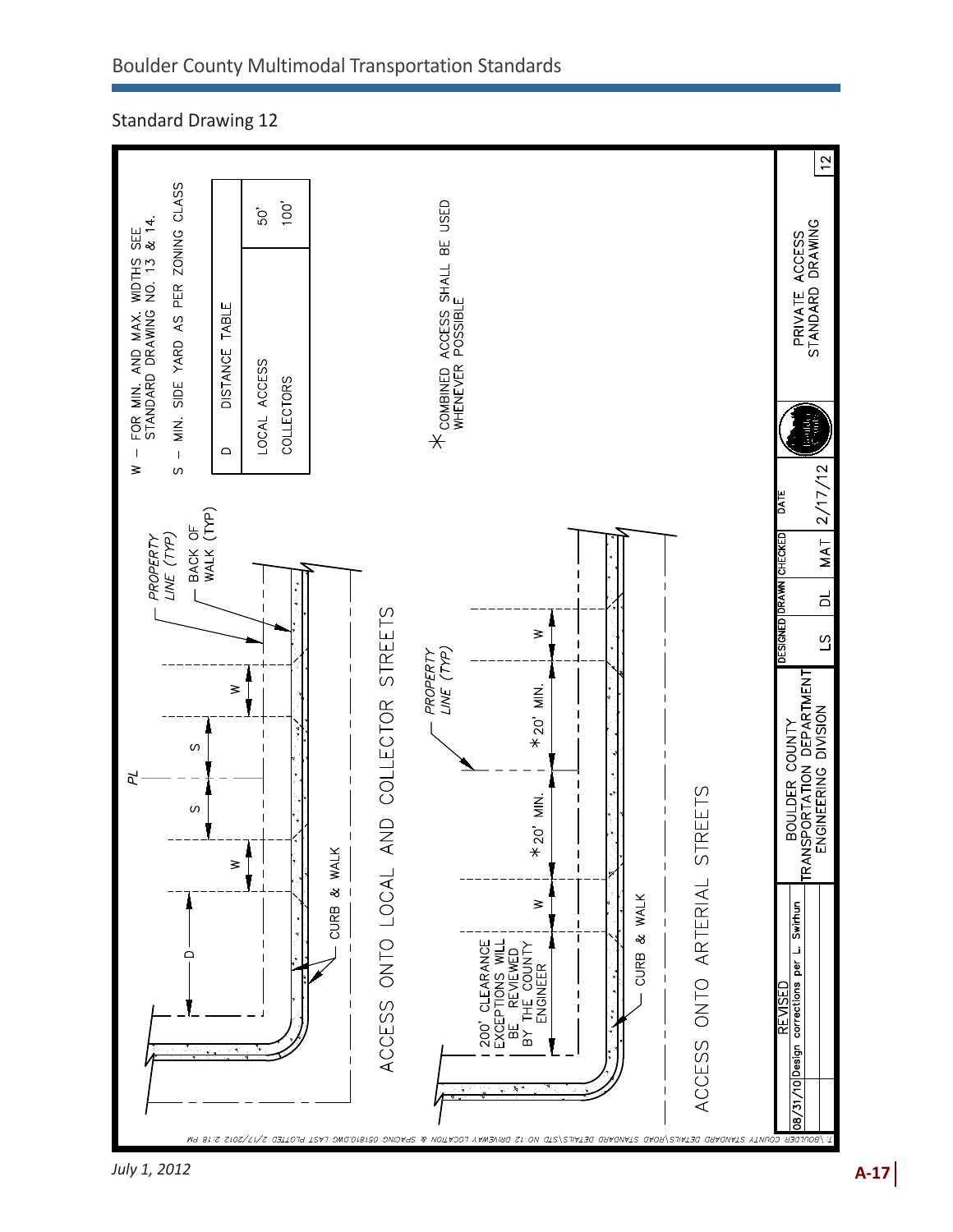## Standard Drawing 12

W – FOR MIN. AND MAX. WIDTHS SEE STANDARD DRAWING NO. 13 & 14.

S – MIN. SIDE YARD AS PER ZONING CLASS

| D | DISTANCE TABLE |
|---|---|
| LOCAL ACCESS | 50' |
| COLLECTORS | 100' |

\* COMBINED ACCESS SHALL BE USED WHENEVER POSSIBLE

ACCESS ONTO LOCAL AND COLLECTOR STREETS

PL

PROPERTY LINE (TYP)

BACK OF WALK (TYP)

W S S W D

CURB & WALK

ACCESS ONTO ARTERIAL STREETS

200' CLEARANCE EXCEPTIONS WILL BE REVIEWED BY THE COUNTY ENGINEER

W *20' MIN. *20' MIN. W

PROPERTY LINE (TYP)

CURB & WALK

| REVISED | | DESIGNED | DRAWN | CHECKED | DATE |
|---|---|---|---|---|---|
| 08/31/10 | Design corrections per L. Swihun | LS | DL | MAT | 2/17/12 |

BOULDER COUNTY TRANSPORTATION DEPARTMENT ENGINEERING DIVISION

PRIVATE ACCESS STANDARD DRAWING

12

T:\BOULDER COUNTY STANDARD DETAILS\ROAD STANDARD DETAILS\STD NO 12 DRIVEWAY LOCATION & SPACING 051810.DWG LAST PLOTTED 2/17/2012 2:18 PM

July 1, 2012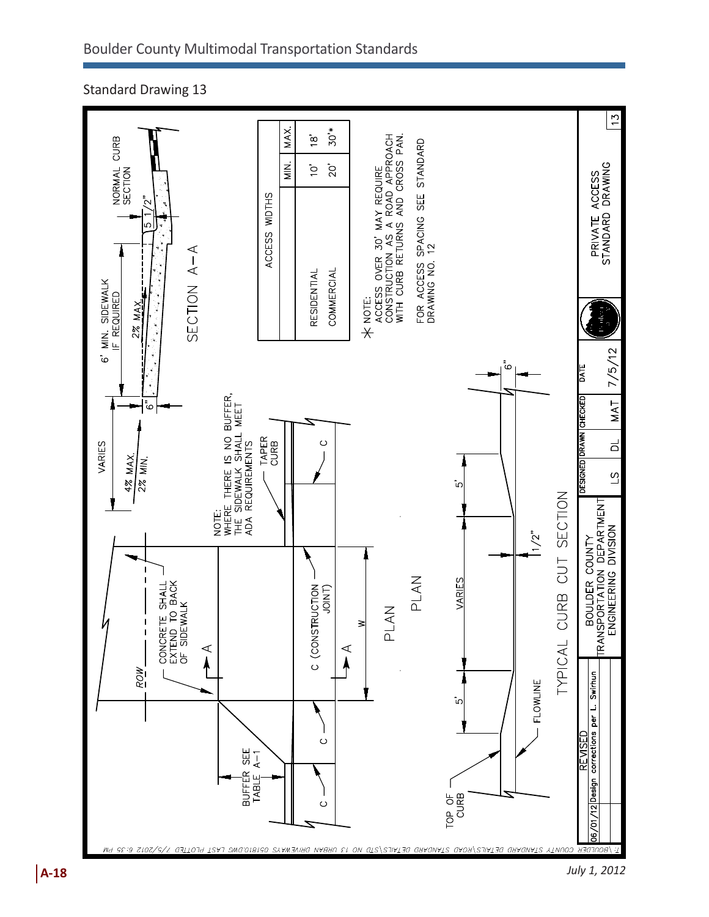## Standard Drawing 13

NORMAL CURB SECTION

6' MIN. SIDEWALK IF REQUIRED

VARIES

4% MAX.
2% MIN.

6"

2% MAX.

5 1/2"

SECTION A–A

NOTE:
WHERE THERE IS NO BUFFER, THE SIDEWALK SHALL MEET ADA REQUIREMENTS

TAPER CURB

ROW

CONCRETE SHALL EXTEND TO BACK OF SIDEWALK

BUFFER SEE TABLE A-1

C (CONSTRUCTION JOINT)

C

A

W

PLAN

ACCESS WIDTHS

| | MIN. | MAX. |
|---|---|---|
| RESIDENTIAL | 10' | 18' |
| COMMERCIAL | 20' | 30'* |

* NOTE:
ACCESS OVER 30' MAY REQUIRE CONSTRUCTION AS A ROAD APPROACH WITH CURB RETURNS AND CROSS PAN.

FOR ACCESS SPACING SEE STANDARD DRAWING NO. 12

TOP OF CURB

FLOWLINE

5'

VARIES

5'

1/2"

6"

TYPICAL CURB CUT SECTION

| REVISED | |
|---|---|
| 06/01/12 | Design corrections per L. Swirhun |

BOULDER COUNTY
TRANSPORTATION DEPARTMENT
ENGINEERING DIVISION

| DESIGNED | DRAWN | CHECKED | DATE |
|---|---|---|---|
| LS | DL | MAT | 7/5/12 |

PRIVATE ACCESS STANDARD DRAWING

13

T:\BOULDER COUNTY STANDARD DETAILS\ROAD STANDARD DETAILS\STD NO 13 URBAN DRIVEWAYS 051810.DWG LAST PLOTTED 7/5/2012 6:35 PM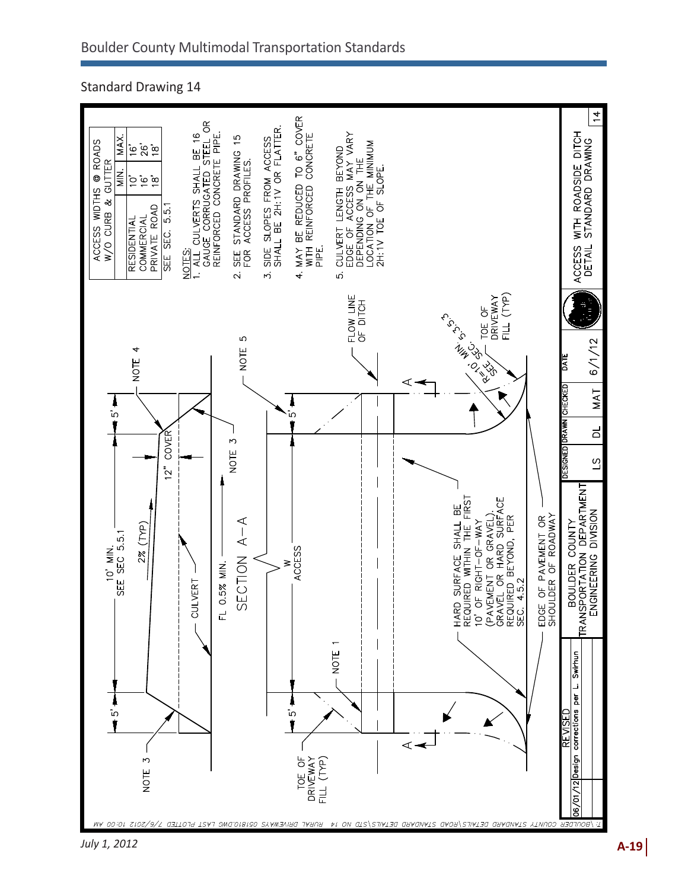## Standard Drawing 14

| ACCESS WIDTHS @ ROADS W/O CURB & GUTTER | MIN. | MAX. |
|---|---|---|
| RESIDENTIAL | 10' | 16' |
| COMMERCIAL | 16' | 26' |
| PRIVATE ROAD | 18' | 18' |

SEE SEC. 5.5.1

NOTES:

1. ALL CULVERTS SHALL BE 16 GAUGE CORRUGATED STEEL OR REINFORCED CONCRETE PIPE.
2. SEE STANDARD DRAWING 15 FOR ACCESS PROFILES.
3. SIDE SLOPES FROM ACCESS SHALL BE 2H:1V OR FLATTER.
4. MAY BE REDUCED TO 6" COVER WITH REINFORCED CONCRETE PIPE.
5. CULVERT LENGTH BEYOND EDGE OF ACCESS MAY VARY DEPENDING ON ON THE LOCATION OF THE MINIMUM 2H:1V TOE OF SLOPE.

SECTION A–A

10' MIN. SEE SEC 5.5.1

5'

5'

2% (TYP)

12" COVER

CULVERT

FL 0.5% MIN.

NOTE 1

NOTE 3

NOTE 4

NOTE 5

W ACCESS

TOE OF DRIVEWAY FILL (TYP)

FLOW LINE OF DITCH

R=10' MIN. SEE SEC. 5.5.3

HARD SURFACE SHALL BE REQUIRED WITHIN THE FIRST 10' OF RIGHT–OF–WAY (PAVEMENT OR GRAVEL). GRAVEL OR HARD SURFACE REQUIRED BEYOND, PER SEC. 4.5.2

EDGE OF PAVEMENT OR SHOULDER OF ROADWAY

| REVISED | | BOULDER COUNTY TRANSPORTATION DEPARTMENT ENGINEERING DIVISION | DESIGNED | DRAWN | CHECKED | DATE | ACCESS WITH ROADSIDE DITCH DETAIL STANDARD DRAWING | 14 |
|---|---|---|---|---|---|---|---|---|
| 06/01/12 | Design corrections per L. Swirhun | | LS | DL | MAT | 6/1/12 | | |

T:\BOULDER COUNTY STANDARD DETAILS\ROAD STANDARD DETAILS\STD NO 14 RURAL DRIVEWAYS 051810.DWG LAST PLOTTED 7/6/2012 10:00 AM

July 1, 2012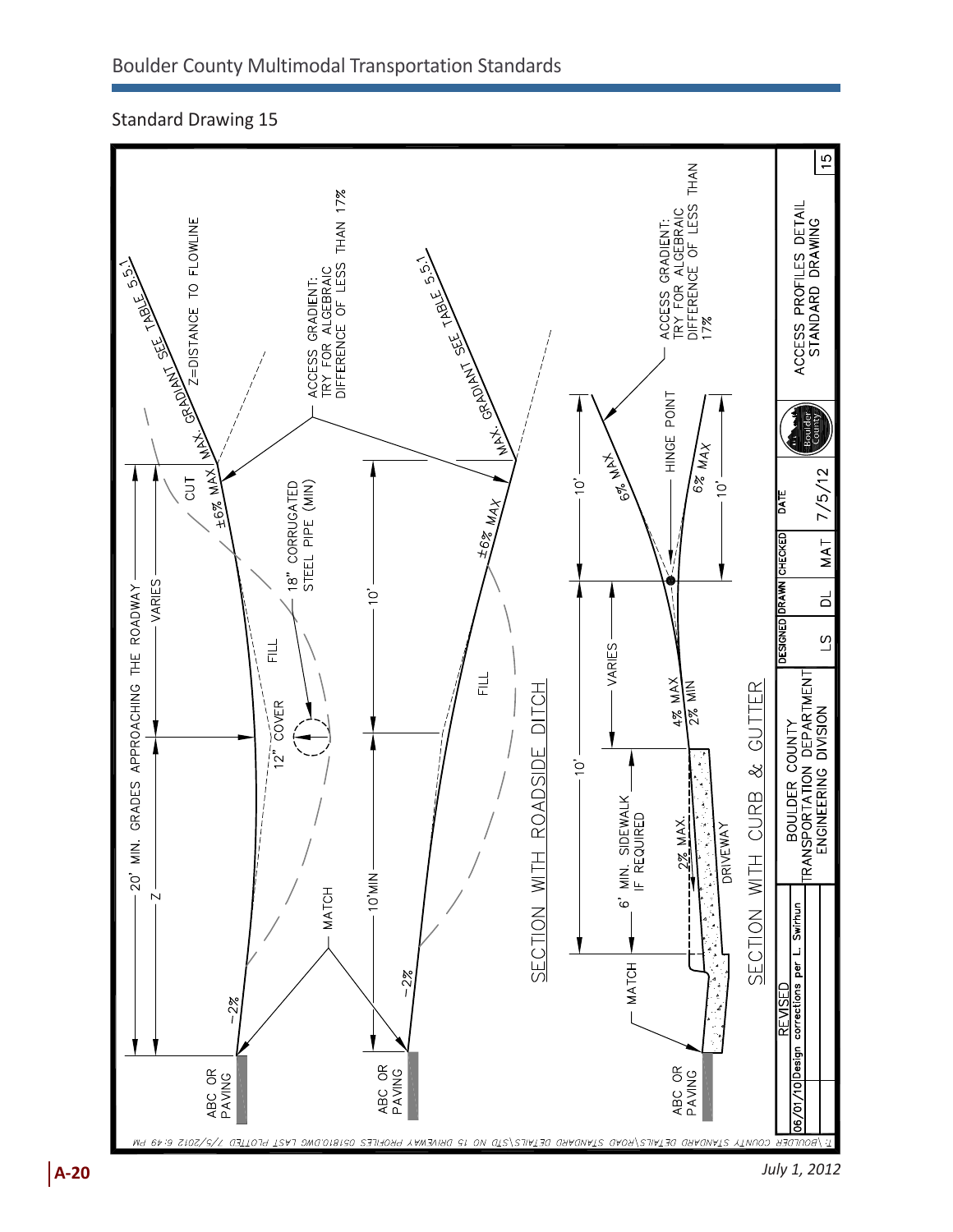## Standard Drawing 15

20' MIN. GRADES APPROACHING THE ROADWAY

Z — VARIES

Z=DISTANCE TO FLOWLINE

MAX. GRADIANT SEE TABLE 5.5.1

CUT

±6% MAX

ACCESS GRADIENT: TRY FOR ALGEBRAIC DIFFERENCE OF LESS THAN 17%

18" CORRUGATED STEEL PIPE (MIN)

FILL

12" COVER

MATCH

-2%

ABC OR PAVING

10'MIN

10'

±6% MAX

FILL

-2%

ABC OR PAVING

SECTION WITH ROADSIDE DITCH

10'

10'

6% MAX

HINGE POINT

6% MAX

10'

ACCESS GRADIENT: TRY FOR ALGEBRAIC DIFFERENCE OF LESS THAN 17%

VARIES

4% MAX

2% MIN

6' MIN. SIDEWALK IF REQUIRED

2% MAX.

DRIVEWAY

MATCH

ABC OR PAVING

SECTION WITH CURB & GUTTER

| REVISED | | | | | | |
|---|---|---|---|---|---|---|
| 06/01/10 Design corrections per L. Swirhun | BOULDER COUNTY TRANSPORTATION DEPARTMENT ENGINEERING DIVISION | DESIGNED LS | DRAWN DL | CHECKED MAT | DATE 7/5/12 | ACCESS PROFILES DETAIL STANDARD DRAWING 15 |

T:\BOULDER COUNTY STANDARD DETAILS\ROAD STANDARD DETAILS\STD NO 15 DRIVEWAY PROFILES 051810.DWG LAST PLOTTED 7/5/2012 6:49 PM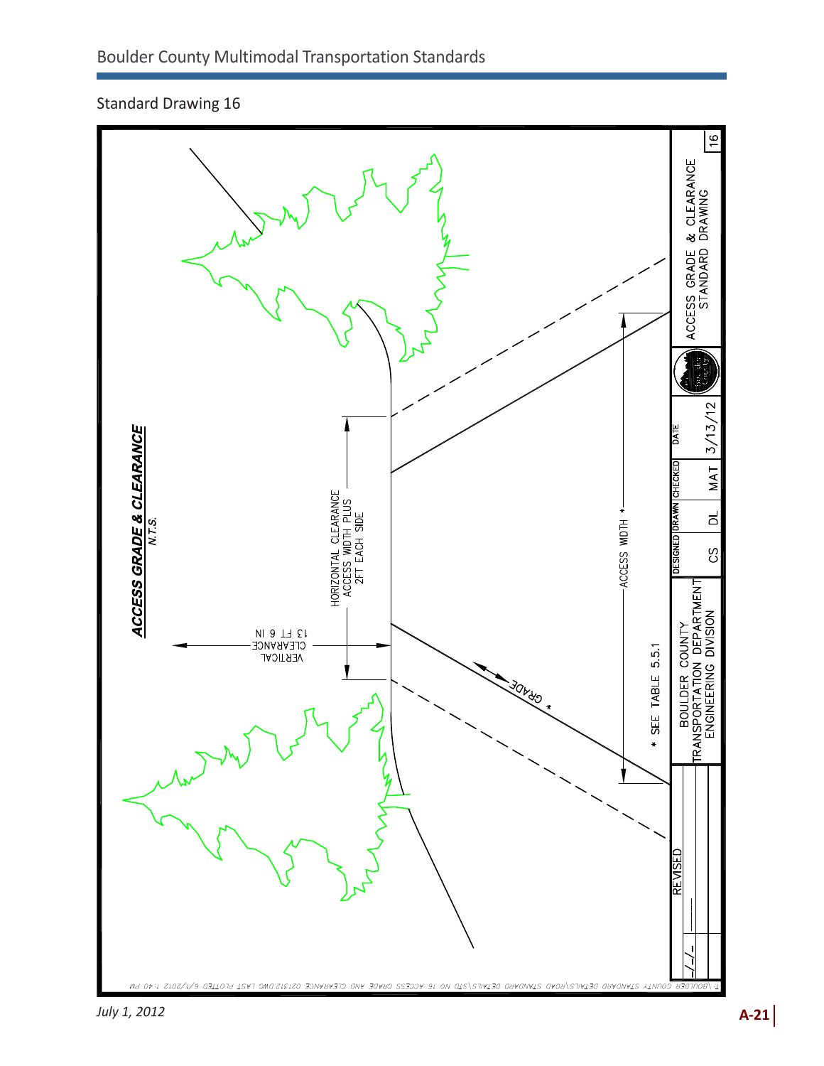Standard Drawing 16

**ACCESS GRADE & CLEARANCE**

*N.T.S.*

VERTICAL CLEARANCE 13 FT 6 IN

HORIZONTAL CLEARANCE ACCESS WIDTH PLUS 2FT EACH SIDE

ACCESS WIDTH *

GRADE *

* SEE TABLE 5.5.1

| REVISED | BOULDER COUNTY TRANSPORTATION DEPARTMENT ENGINEERING DIVISION | DESIGNED | DRAWN | CHECKED | DATE | | ACCESS GRADE & CLEARANCE STANDARD DRAWING | 16 |
|---|---|---|---|---|---|---|---|---|
| -/-/- | | CS | DL | MAT | 3/13/12 | | | |

T:\BOULDER COUNTY STANDARD DETAILS\ROAD STANDARD DETAILS\STD NO 16 ACCESS GRADE AND CLEARANCE 021312.DWG LAST PLOTTED 6/1/2012 1:40 PM

July 1, 2012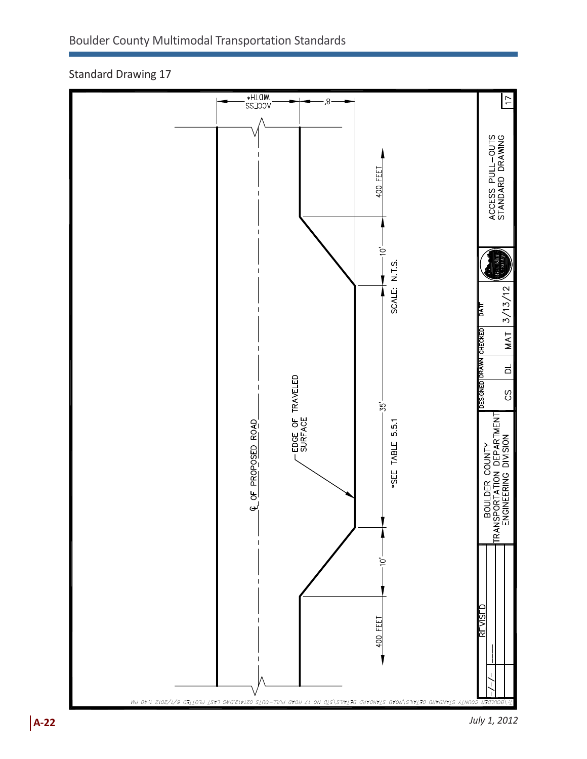Standard Drawing 17

ACCESS WIDTH*

8'

℄ OF PROPOSED ROAD

EDGE OF TRAVELED SURFACE

400 FEET

10'

35'

10'

400 FEET

SCALE: N.T.S.

*SEE TABLE 5.5.1

| REVISED | BOULDER COUNTY TRANSPORTATION DEPARTMENT ENGINEERING DIVISION | DESIGNED | DRAWN | CHECKED | DATE | | ACCESS PULL-OUTS STANDARD DRAWING | |
|---|---|---|---|---|---|---|---|---|
| -/-/- | | CS | DL | MAT | 3/13/12 | | | 17 |

T:\BOULDER COUNTY STANDARD DETAILS\ROAD STANDARD DETAILS\STD NO 17 ROAD PULL-OUTS 021412.DWG LAST PLOTTED 6/1/2012 1:40 PM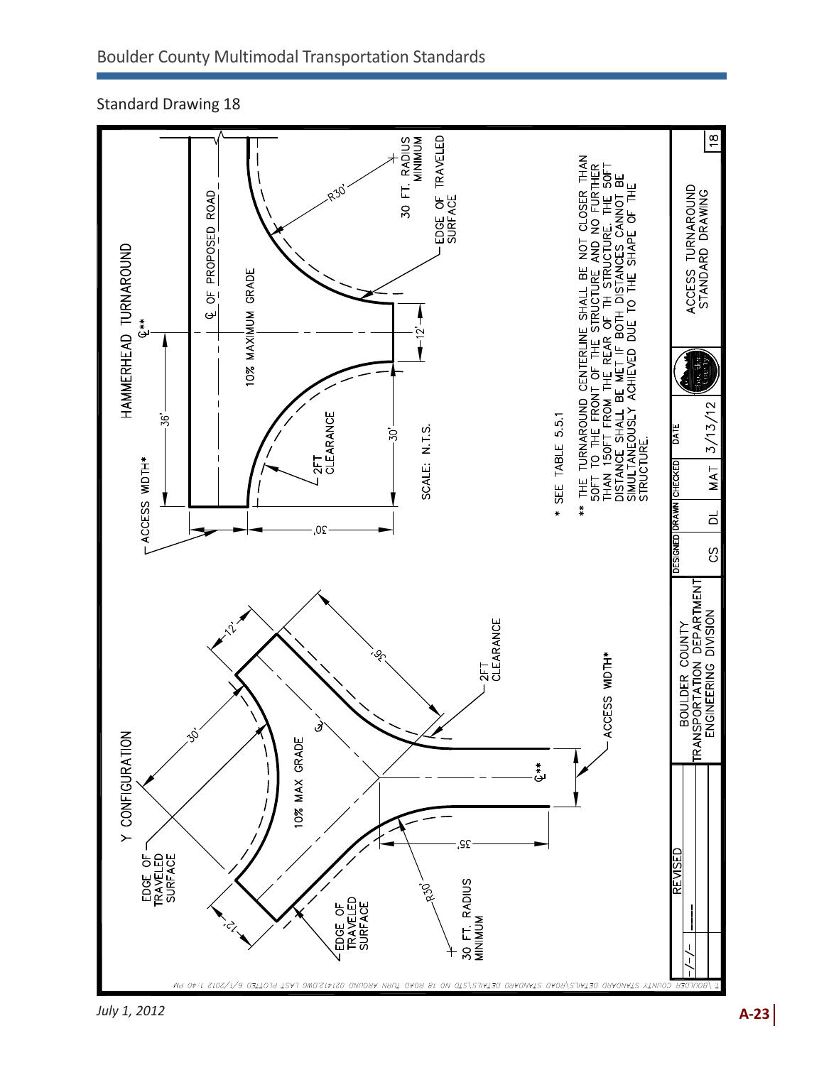Standard Drawing 18

HAMMERHEAD TURNAROUND

ACCESS WIDTH*

36'

℄**

℄ OF PROPOSED ROAD

10% MAXIMUM GRADE

R30'

30 FT. RADIUS MINIMUM

EDGE OF TRAVELED SURFACE

12'

30'

2FT CLEARANCE

30'

SCALE: N.T.S.

Y CONFIGURATION

EDGE OF TRAVELED SURFACE

12'

30'

36'

℄

10% MAX GRADE

2FT CLEARANCE

ACCESS WIDTH*

℄**

35'

R30'

EDGE OF TRAVELED SURFACE

12'

30 FT. RADIUS MINIMUM

\* SEE TABLE 5.5.1

\*\* THE TURNAROUND CENTERLINE SHALL BE NOT CLOSER THAN 50FT TO THE FRONT OF THE STRUCTURE AND NO FURTHER THAN 150FT FROM THE REAR OF TH STRUCTURE. THE 50FT DISTANCE SHALL BE MET IF BOTH DISTANCES CANNOT BE SIMULTANEOUSLY ACHIEVED DUE TO THE SHAPE OF THE STRUCTURE.

| REVISED | BOULDER COUNTY TRANSPORTATION DEPARTMENT ENGINEERING DIVISION | DESIGNED | DRAWN | CHECKED | DATE | | ACCESS TURNAROUND STANDARD DRAWING | |
|---|---|---|---|---|---|---|---|---|
| -/-/- | | CS | DL | MAT | 3/13/12 | | | 18 |

T:\BOULDER COUNTY STANDARD DETAILS\ROAD STANDARD DETAILS\STD NO 18 ROAD TURN AROUND 021412.DWG LAST PLOTTED 6/1/2012 1:40 PM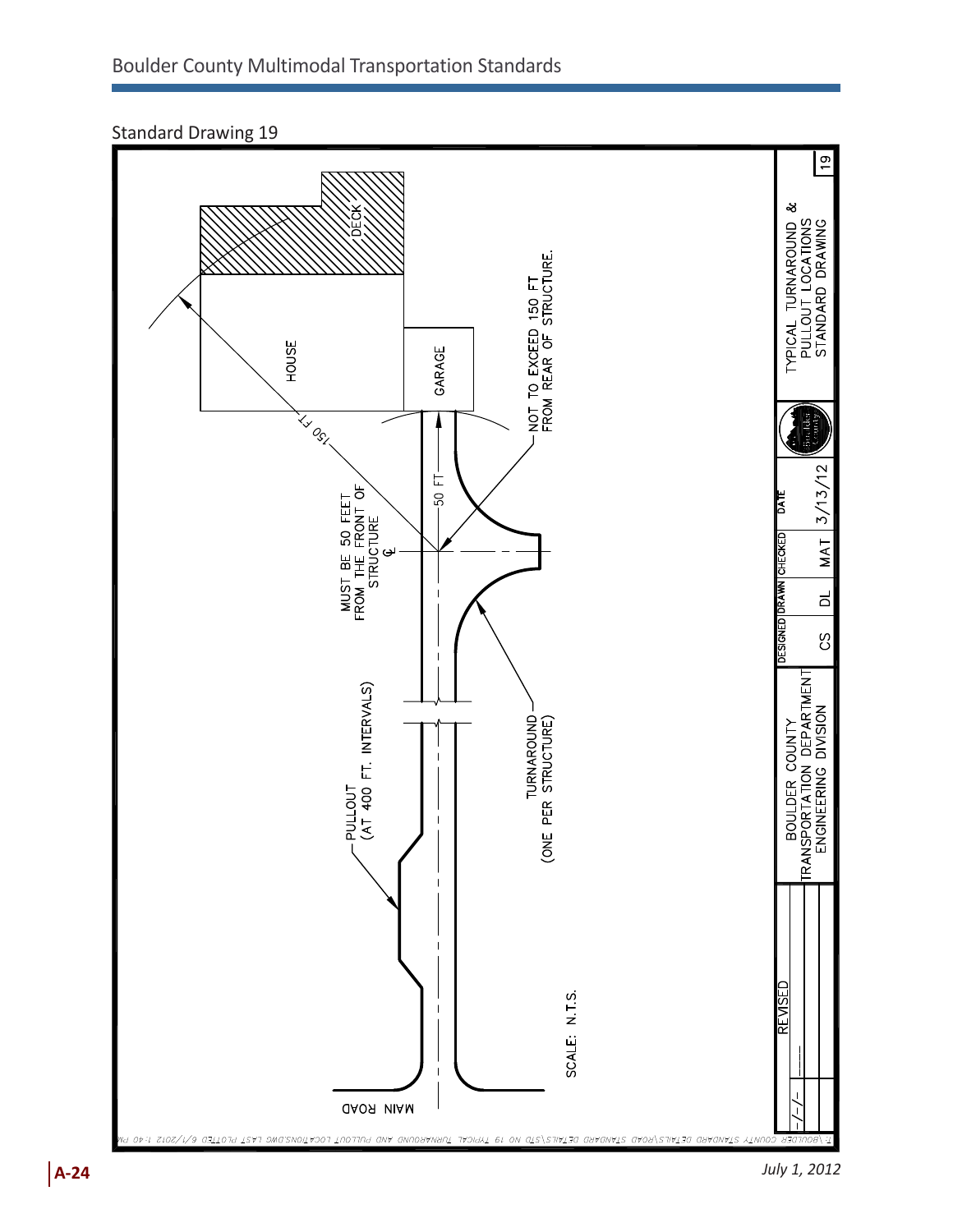Standard Drawing 19

HOUSE

DECK

GARAGE

150 FT

50 FT

MUST BE 50 FEET FROM THE FRONT OF STRUCTURE

℄

NOT TO EXCEED 150 FT FROM REAR OF STRUCTURE.

PULLOUT (AT 400 FT. INTERVALS)

TURNAROUND (ONE PER STRUCTURE)

MAIN ROAD

SCALE: N.T.S.

| REVISED | BOULDER COUNTY TRANSPORTATION DEPARTMENT ENGINEERING DIVISION | DESIGNED | DRAWN | CHECKED | DATE | | TYPICAL TURNAROUND & PULLOUT LOCATIONS STANDARD DRAWING | 19 |
|---|---|---|---|---|---|---|---|---|
| -/-/- | | CS | DL | MAT | 3/13/12 | | | |

T:\BOULDER COUNTY STANDARD DETAILS\ROAD STANDARD DETAILS\STD NO 19 TYPICAL TURNAROUND AND PULLOUT LOCATIONS.DWG LAST PLOTTED 6/1/2012 1:40 PM